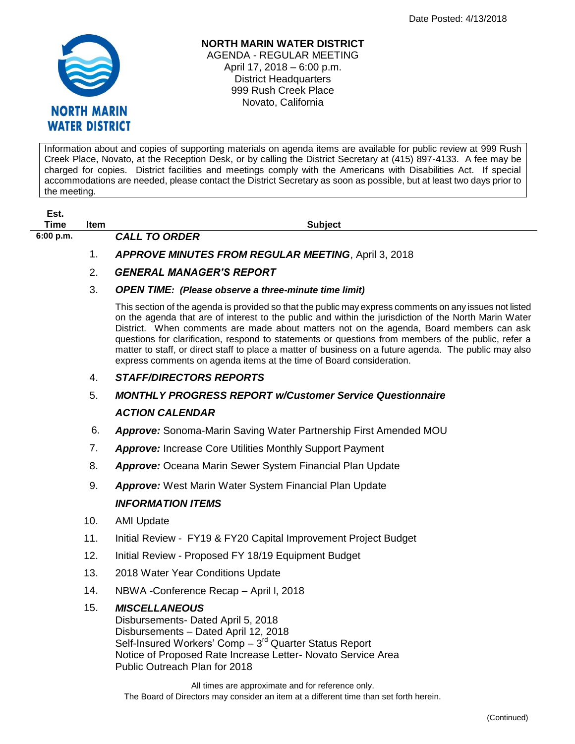Date Posted: 4/13/2018

# NORTH MARIN WATER DISTRICT

AGENDA - REGULAR MEETING
April 17, 2018 – 6:00 p.m.
District Headquarters
999 Rush Creek Place
Novato, California

Information about and copies of supporting materials on agenda items are available for public review at 999 Rush Creek Place, Novato, at the Reception Desk, or by calling the District Secretary at (415) 897-4133. A fee may be charged for copies. District facilities and meetings comply with the Americans with Disabilities Act. If special accommodations are needed, please contact the District Secretary as soon as possible, but at least two days prior to the meeting.

| Est. Time | Item | Subject |
|---|---|---|
| 6:00 p.m. | | ***CALL TO ORDER*** |
| | 1. | ***APPROVE MINUTES FROM REGULAR MEETING***, April 3, 2018 |
| | 2. | ***GENERAL MANAGER'S REPORT*** |
| | 3. | ***OPEN TIME: (Please observe a three-minute time limit)*** |
| | | This section of the agenda is provided so that the public may express comments on any issues not listed on the agenda that are of interest to the public and within the jurisdiction of the North Marin Water District. When comments are made about matters not on the agenda, Board members can ask questions for clarification, respond to statements or questions from members of the public, refer a matter to staff, or direct staff to place a matter of business on a future agenda. The public may also express comments on agenda items at the time of Board consideration. |
| | 4. | ***STAFF/DIRECTORS REPORTS*** |
| | 5. | ***MONTHLY PROGRESS REPORT w/Customer Service Questionnaire*** |
| | | ***ACTION CALENDAR*** |
| | 6. | ***Approve:*** Sonoma-Marin Saving Water Partnership First Amended MOU |
| | 7. | ***Approve:*** Increase Core Utilities Monthly Support Payment |
| | 8. | ***Approve:*** Oceana Marin Sewer System Financial Plan Update |
| | 9. | ***Approve:*** West Marin Water System Financial Plan Update |
| | | ***INFORMATION ITEMS*** |
| | 10. | AMI Update |
| | 11. | Initial Review - FY19 & FY20 Capital Improvement Project Budget |
| | 12. | Initial Review - Proposed FY 18/19 Equipment Budget |
| | 13. | 2018 Water Year Conditions Update |
| | 14. | NBWA -Conference Recap – April l, 2018 |
| | 15. | ***MISCELLANEOUS***<br>Disbursements- Dated April 5, 2018<br>Disbursements – Dated April 12, 2018<br>Self-Insured Workers' Comp – 3rd Quarter Status Report<br>Notice of Proposed Rate Increase Letter- Novato Service Area<br>Public Outreach Plan for 2018 |

All times are approximate and for reference only.
The Board of Directors may consider an item at a different time than set forth herein.

(Continued)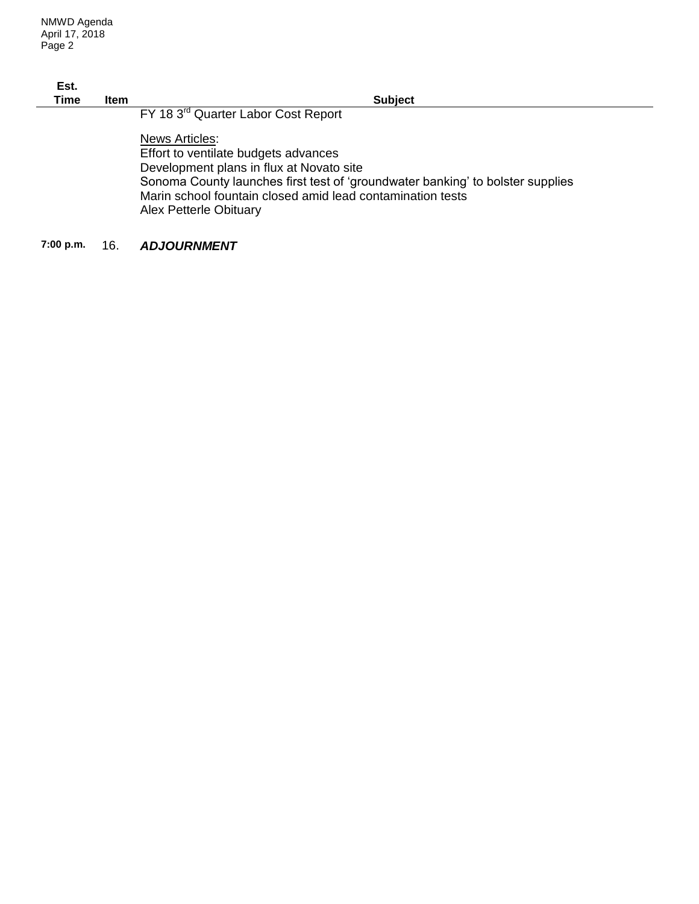| Est. Time | Item | Subject |
|---|---|---|
| | | FY 18 3rd Quarter Labor Cost Report |
| | | News Articles:<br>Effort to ventilate budgets advances<br>Development plans in flux at Novato site<br>Sonoma County launches first test of 'groundwater banking' to bolster supplies<br>Marin school fountain closed amid lead contamination tests<br>Alex Petterle Obituary |
| **7:00 p.m.** | 16. | ***ADJOURNMENT*** |